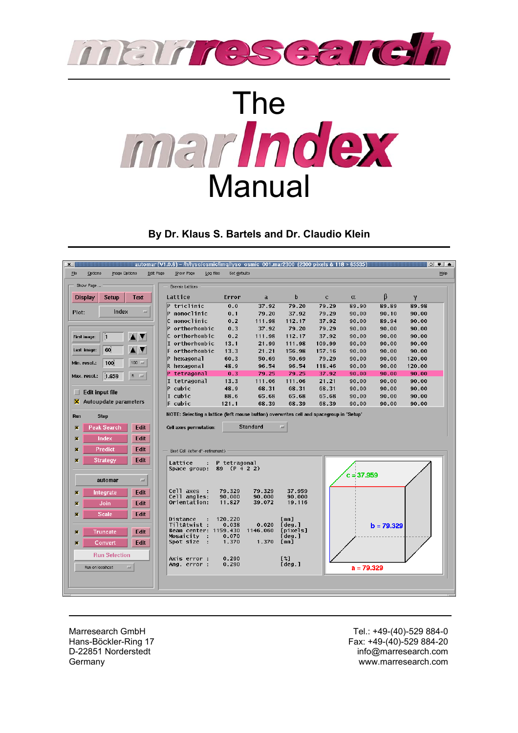# marresearch

# The marIndex Manual

**By Dr. Klaus S. Bartels and Dr. Claudio Klein**

Marresearch GmbH
Hans-Böckler-Ring 17
D-22851 Norderstedt
Germany

Tel.: +49-(40)-529 884-0
Fax: +49-(40)-529 884-20
info@marresearch.com
www.marresearch.com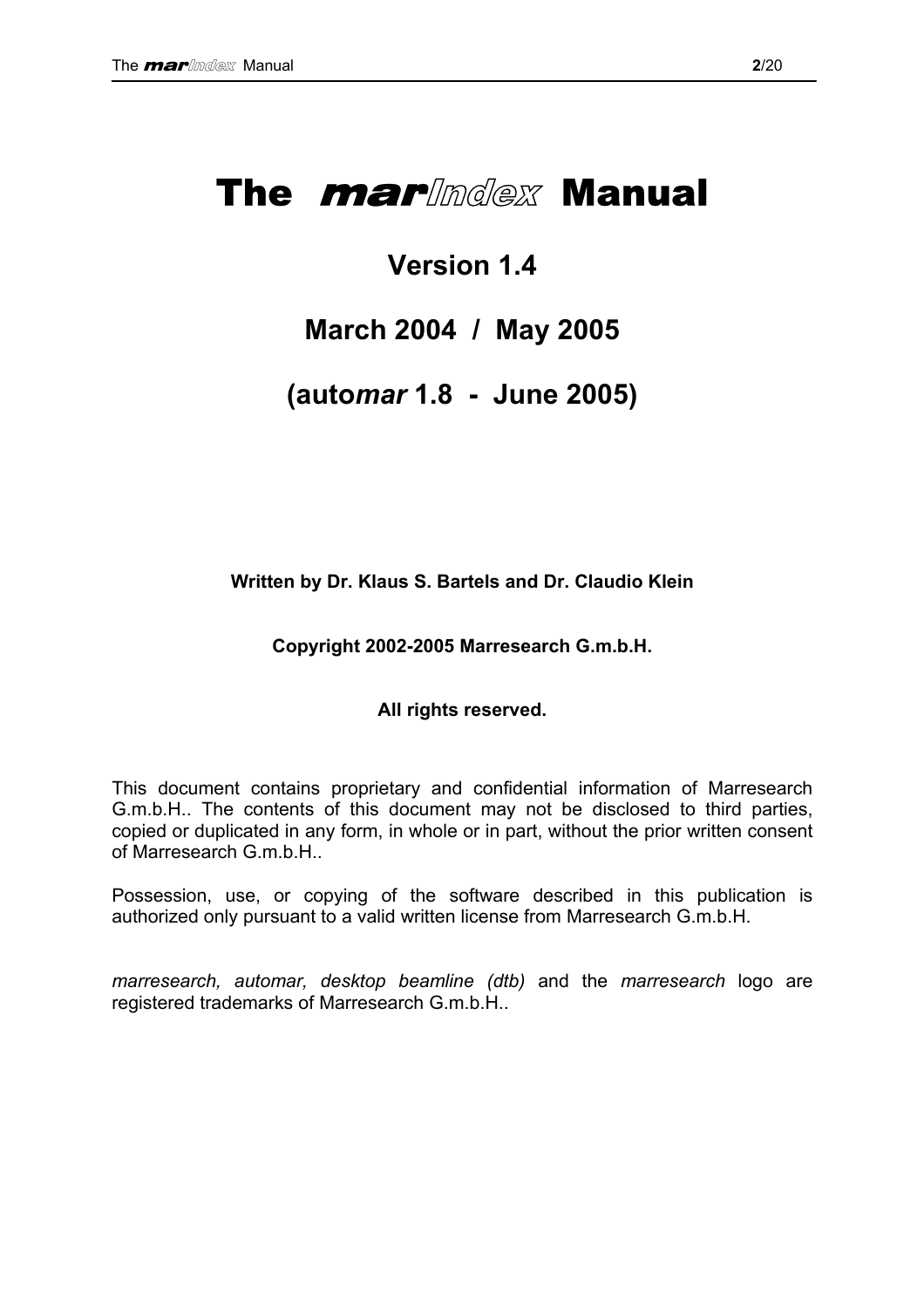# The *mar*Index Manual

## Version 1.4

## March 2004 / May 2005

## (auto*mar* 1.8 - June 2005)

**Written by Dr. Klaus S. Bartels and Dr. Claudio Klein**

**Copyright 2002-2005 Marresearch G.m.b.H.**

**All rights reserved.**

This document contains proprietary and confidential information of Marresearch G.m.b.H.. The contents of this document may not be disclosed to third parties, copied or duplicated in any form, in whole or in part, without the prior written consent of Marresearch G.m.b.H..

Possession, use, or copying of the software described in this publication is authorized only pursuant to a valid written license from Marresearch G.m.b.H.

*marresearch, automar, desktop beamline (dtb)* and the *marresearch* logo are registered trademarks of Marresearch G.m.b.H..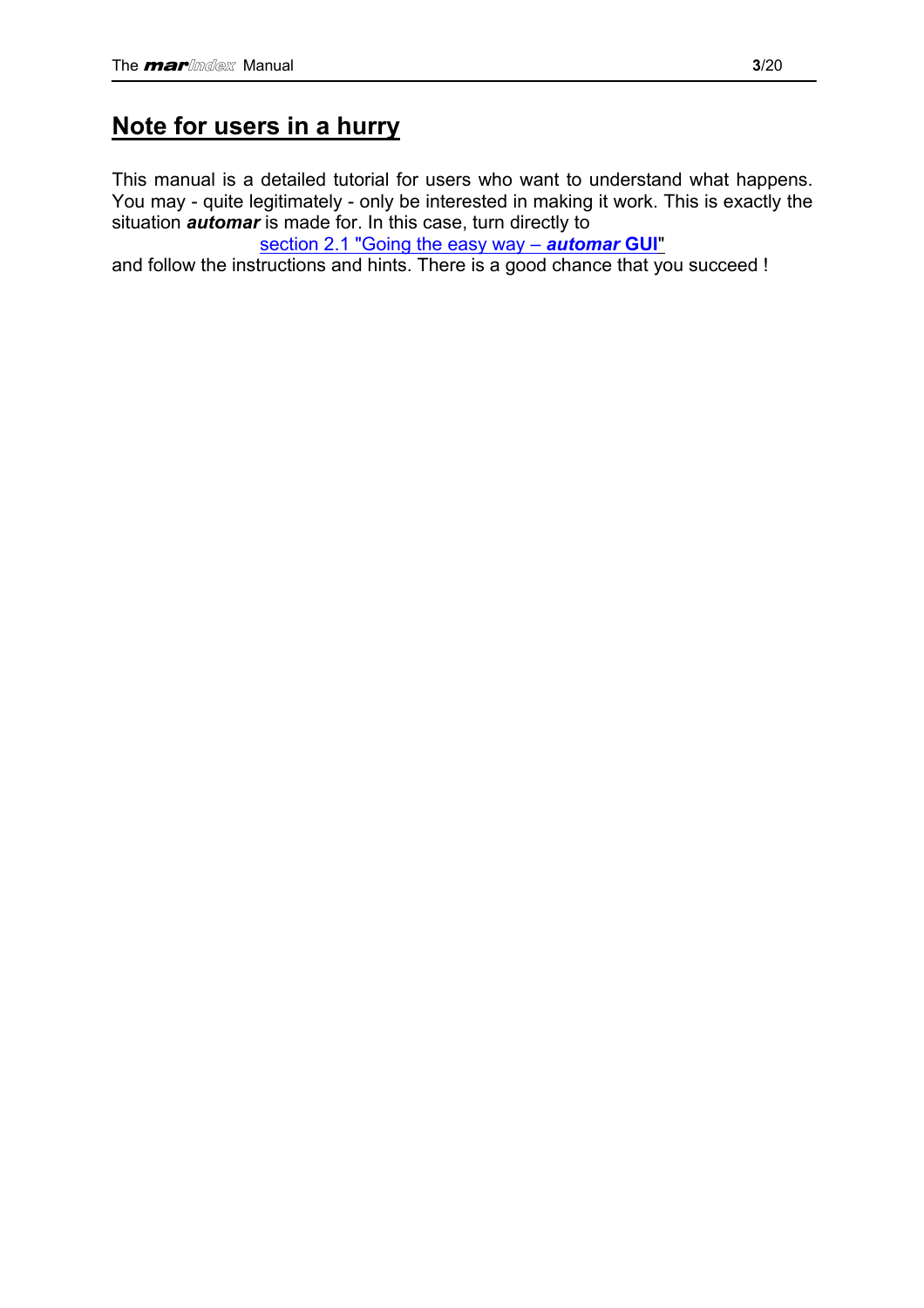# Note for users in a hurry

This manual is a detailed tutorial for users who want to understand what happens. You may - quite legitimately - only be interested in making it work. This is exactly the situation ***automar*** is made for. In this case, turn directly to

section 2.1 "Going the easy way – ***automar*** **GUI**"

and follow the instructions and hints. There is a good chance that you succeed !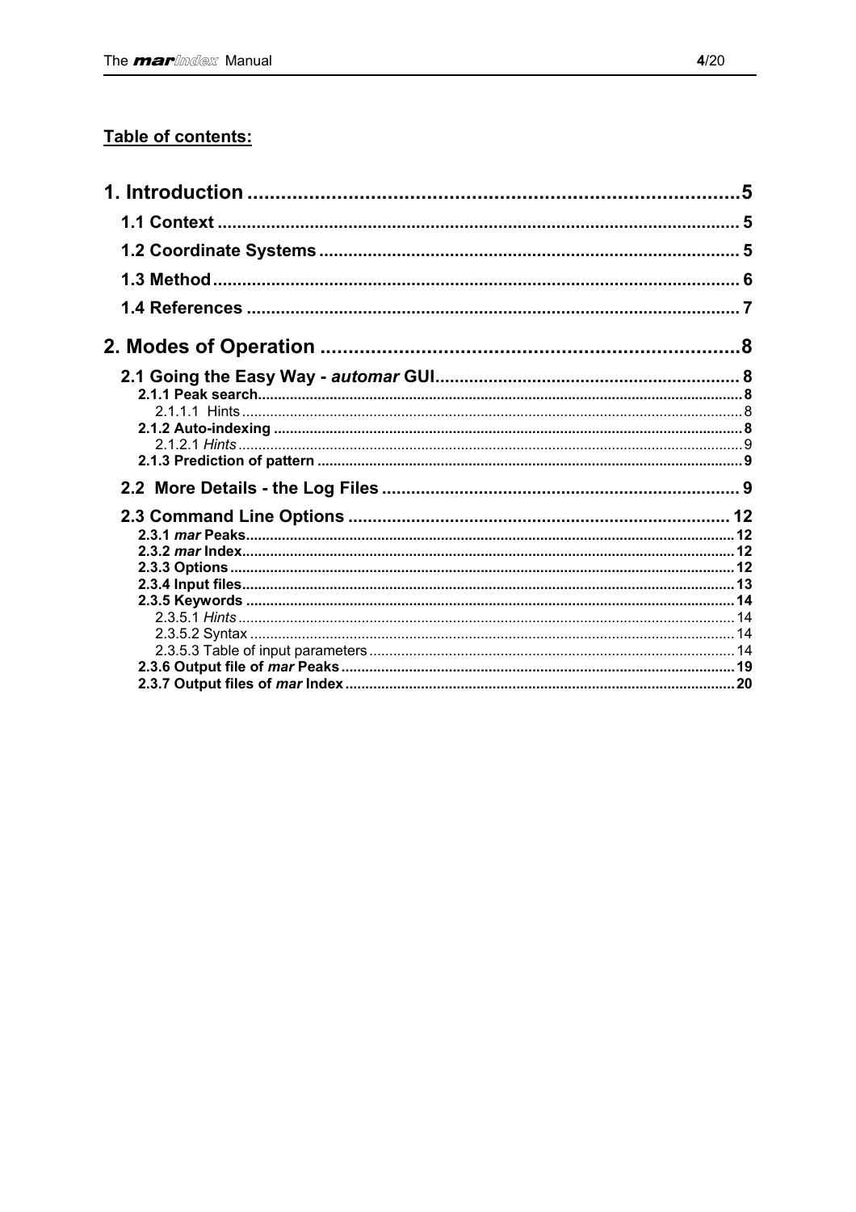## Table of contents:

- **1. Introduction** ... 5
  - **1.1 Context** ... 5
  - **1.2 Coordinate Systems** ... 5
  - **1.3 Method** ... 6
  - **1.4 References** ... 7
- **2. Modes of Operation** ... 8
  - **2.1 Going the Easy Way - *automar* GUI** ... 8
    - **2.1.1 Peak search** ... 8
      - 2.1.1.1 Hints ... 8
    - **2.1.2 Auto-indexing** ... 8
      - 2.1.2.1 *Hints* ... 9
    - **2.1.3 Prediction of pattern** ... 9
  - **2.2 More Details - the Log Files** ... 9
  - **2.3 Command Line Options** ... 12
    - **2.3.1 *mar* Peaks** ... 12
    - **2.3.2 *mar* Index** ... 12
    - **2.3.3 Options** ... 12
    - **2.3.4 Input files** ... 13
    - **2.3.5 Keywords** ... 14
      - 2.3.5.1 *Hints* ... 14
      - 2.3.5.2 Syntax ... 14
      - 2.3.5.3 Table of input parameters ... 14
    - **2.3.6 Output file of *mar* Peaks** ... 19
    - **2.3.7 Output files of *mar* Index** ... 20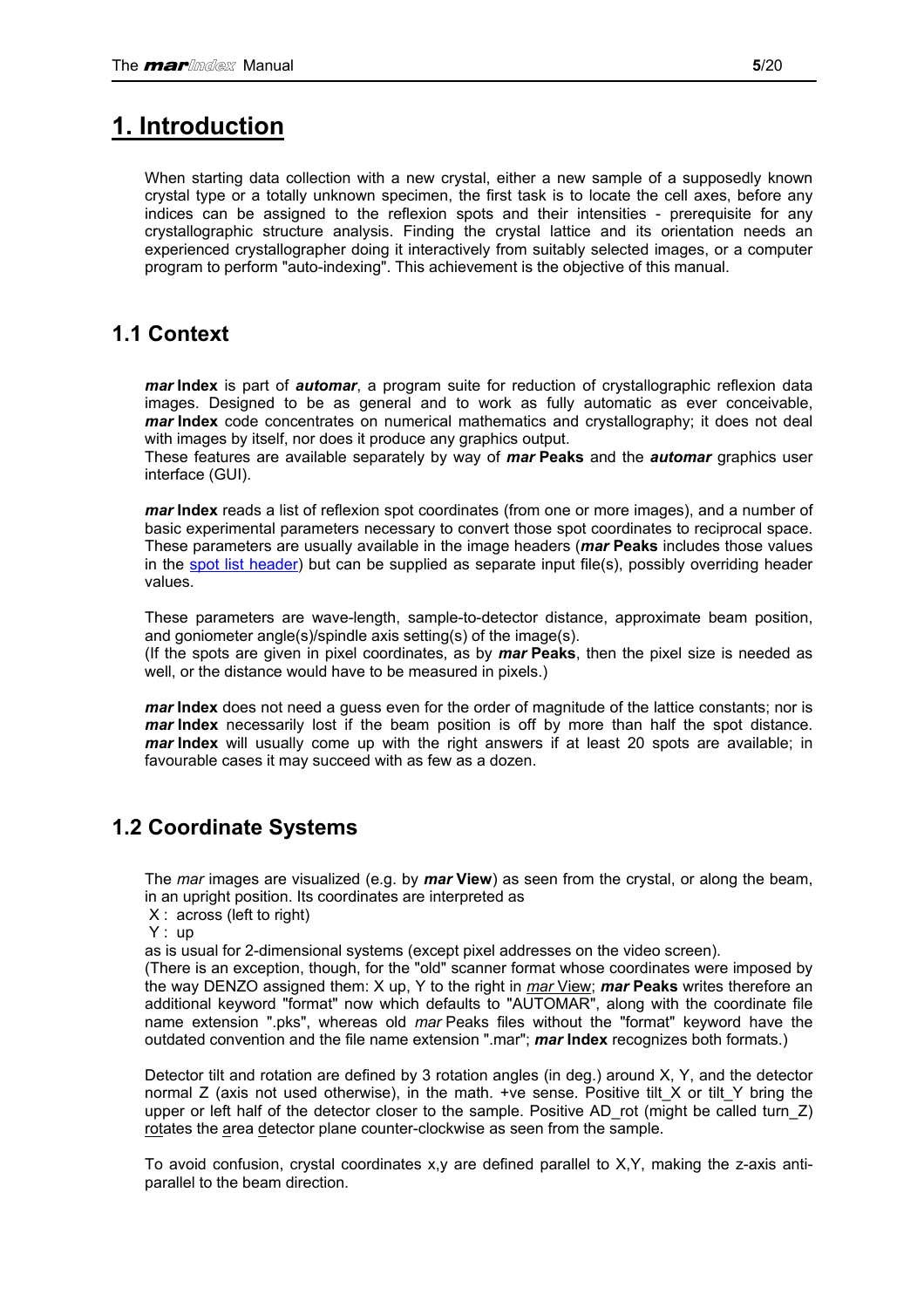# 1. Introduction

When starting data collection with a new crystal, either a new sample of a supposedly known crystal type or a totally unknown specimen, the first task is to locate the cell axes, before any indices can be assigned to the reflexion spots and their intensities - prerequisite for any crystallographic structure analysis. Finding the crystal lattice and its orientation needs an experienced crystallographer doing it interactively from suitably selected images, or a computer program to perform "auto-indexing". This achievement is the objective of this manual.

## 1.1 Context

***mar* Index** is part of ***automar***, a program suite for reduction of crystallographic reflexion data images. Designed to be as general and to work as fully automatic as ever conceivable, ***mar* Index** code concentrates on numerical mathematics and crystallography; it does not deal with images by itself, nor does it produce any graphics output.
These features are available separately by way of ***mar* Peaks** and the ***automar*** graphics user interface (GUI).

***mar* Index** reads a list of reflexion spot coordinates (from one or more images), and a number of basic experimental parameters necessary to convert those spot coordinates to reciprocal space. These parameters are usually available in the image headers (***mar* Peaks** includes those values in the spot list header) but can be supplied as separate input file(s), possibly overriding header values.

These parameters are wave-length, sample-to-detector distance, approximate beam position, and goniometer angle(s)/spindle axis setting(s) of the image(s).
(If the spots are given in pixel coordinates, as by ***mar* Peaks**, then the pixel size is needed as well, or the distance would have to be measured in pixels.)

***mar* Index** does not need a guess even for the order of magnitude of the lattice constants; nor is ***mar* Index** necessarily lost if the beam position is off by more than half the spot distance. ***mar* Index** will usually come up with the right answers if at least 20 spots are available; in favourable cases it may succeed with as few as a dozen.

## 1.2 Coordinate Systems

The *mar* images are visualized (e.g. by ***mar* View**) as seen from the crystal, or along the beam, in an upright position. Its coordinates are interpreted as

X : across (left to right)
Y : up

as is usual for 2-dimensional systems (except pixel addresses on the video screen).
(There is an exception, though, for the "old" scanner format whose coordinates were imposed by the way DENZO assigned them: X up, Y to the right in *mar* View; ***mar* Peaks** writes therefore an additional keyword "format" now which defaults to "AUTOMAR", along with the coordinate file name extension ".pks", whereas old *mar* Peaks files without the "format" keyword have the outdated convention and the file name extension ".mar"; ***mar* Index** recognizes both formats.)

Detector tilt and rotation are defined by 3 rotation angles (in deg.) around X, Y, and the detector normal Z (axis not used otherwise), in the math. +ve sense. Positive tilt_X or tilt_Y bring the upper or left half of the detector closer to the sample. Positive AD_rot (might be called turn_Z) rotates the area detector plane counter-clockwise as seen from the sample.

To avoid confusion, crystal coordinates x,y are defined parallel to X,Y, making the z-axis anti-parallel to the beam direction.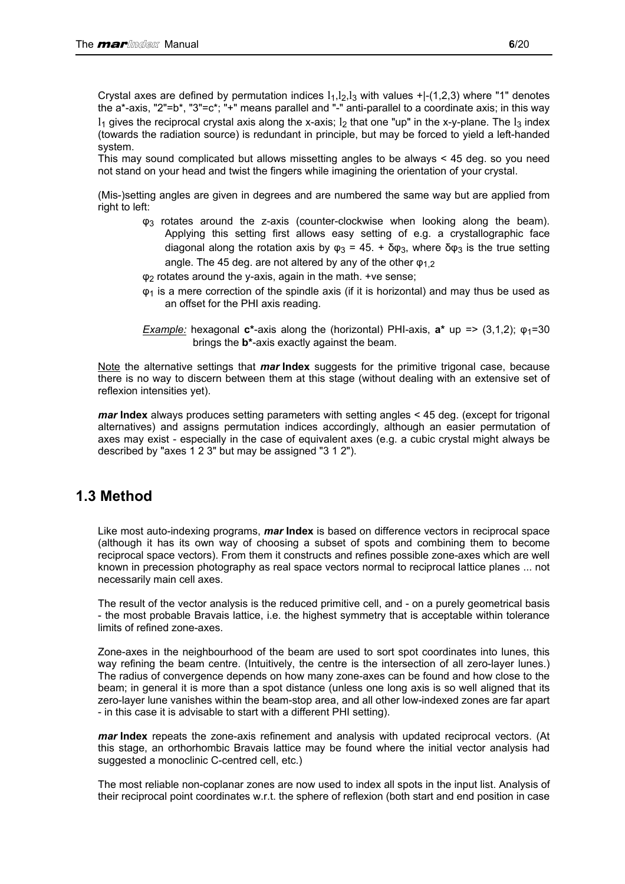Crystal axes are defined by permutation indices $I_1$,$I_2$,$I_3$ with values +|-(1,2,3) where "1" denotes the a*-axis, "2"=b*, "3"=c*; "+" means parallel and "-" anti-parallel to a coordinate axis; in this way $I_1$ gives the reciprocal crystal axis along the x-axis; $I_2$ that one "up" in the x-y-plane. The $I_3$ index (towards the radiation source) is redundant in principle, but may be forced to yield a left-handed system.
This may sound complicated but allows missetting angles to be always < 45 deg. so you need not stand on your head and twist the fingers while imagining the orientation of your crystal.

(Mis-)setting angles are given in degrees and are numbered the same way but are applied from right to left:

- $\varphi_3$ rotates around the z-axis (counter-clockwise when looking along the beam). Applying this setting first allows easy setting of e.g. a crystallographic face diagonal along the rotation axis by $\varphi_3$ = 45. + $\delta\varphi_3$, where $\delta\varphi_3$ is the true setting angle. The 45 deg. are not altered by any of the other $\varphi_{1,2}$
- $\varphi_2$ rotates around the y-axis, again in the math. +ve sense;
- $\varphi_1$ is a mere correction of the spindle axis (if it is horizontal) and may thus be used as an offset for the PHI axis reading.

*Example:* hexagonal **c***-axis along the (horizontal) PHI-axis, **a*** up => (3,1,2); $\varphi_1$=30 brings the **b***-axis exactly against the beam.

Note the alternative settings that ***mar*** **Index** suggests for the primitive trigonal case, because there is no way to discern between them at this stage (without dealing with an extensive set of reflexion intensities yet).

***mar*** **Index** always produces setting parameters with setting angles < 45 deg. (except for trigonal alternatives) and assigns permutation indices accordingly, although an easier permutation of axes may exist - especially in the case of equivalent axes (e.g. a cubic crystal might always be described by "axes 1 2 3" but may be assigned "3 1 2").

## 1.3 Method

Like most auto-indexing programs, ***mar*** **Index** is based on difference vectors in reciprocal space (although it has its own way of choosing a subset of spots and combining them to become reciprocal space vectors). From them it constructs and refines possible zone-axes which are well known in precession photography as real space vectors normal to reciprocal lattice planes ... not necessarily main cell axes.

The result of the vector analysis is the reduced primitive cell, and - on a purely geometrical basis - the most probable Bravais lattice, i.e. the highest symmetry that is acceptable within tolerance limits of refined zone-axes.

Zone-axes in the neighbourhood of the beam are used to sort spot coordinates into lunes, this way refining the beam centre. (Intuitively, the centre is the intersection of all zero-layer lunes.) The radius of convergence depends on how many zone-axes can be found and how close to the beam; in general it is more than a spot distance (unless one long axis is so well aligned that its zero-layer lune vanishes within the beam-stop area, and all other low-indexed zones are far apart - in this case it is advisable to start with a different PHI setting).

***mar*** **Index** repeats the zone-axis refinement and analysis with updated reciprocal vectors. (At this stage, an orthorhombic Bravais lattice may be found where the initial vector analysis had suggested a monoclinic C-centred cell, etc.)

The most reliable non-coplanar zones are now used to index all spots in the input list. Analysis of their reciprocal point coordinates w.r.t. the sphere of reflexion (both start and end position in case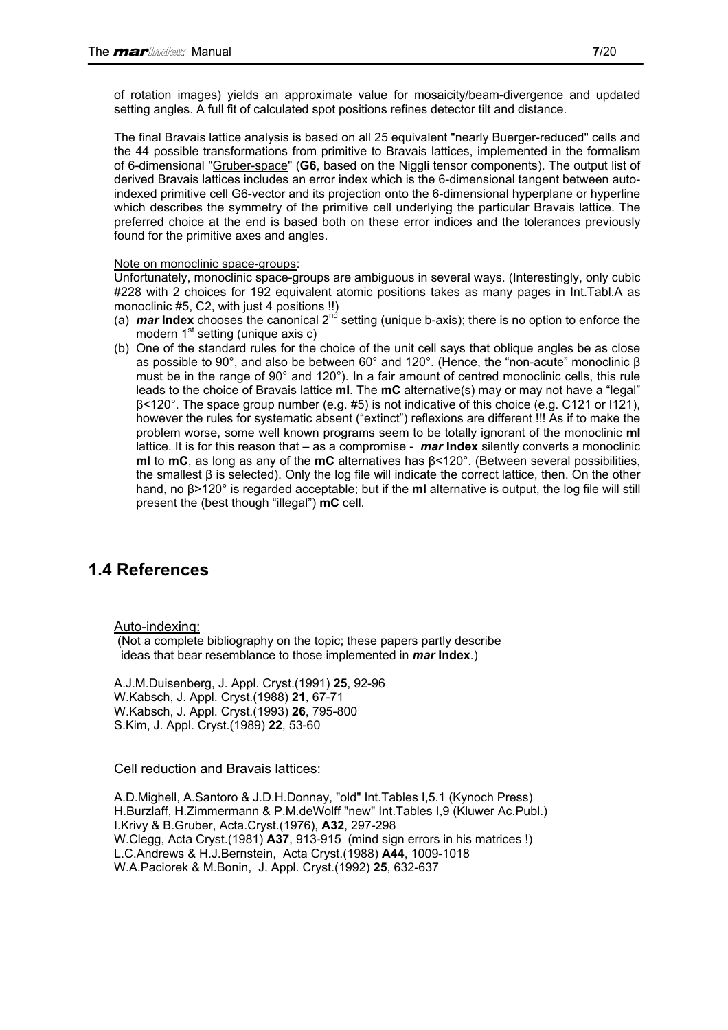of rotation images) yields an approximate value for mosaicity/beam-divergence and updated setting angles. A full fit of calculated spot positions refines detector tilt and distance.

The final Bravais lattice analysis is based on all 25 equivalent "nearly Buerger-reduced" cells and the 44 possible transformations from primitive to Bravais lattices, implemented in the formalism of 6-dimensional "Gruber-space" (**G6**, based on the Niggli tensor components). The output list of derived Bravais lattices includes an error index which is the 6-dimensional tangent between auto-indexed primitive cell G6-vector and its projection onto the 6-dimensional hyperplane or hyperline which describes the symmetry of the primitive cell underlying the particular Bravais lattice. The preferred choice at the end is based both on these error indices and the tolerances previously found for the primitive axes and angles.

Note on monoclinic space-groups:

Unfortunately, monoclinic space-groups are ambiguous in several ways. (Interestingly, only cubic #228 with 2 choices for 192 equivalent atomic positions takes as many pages in Int.Tabl.A as monoclinic #5, C2, with just 4 positions !!)

(a) ***mar* Index** chooses the canonical 2[nd] setting (unique b-axis); there is no option to enforce the modern 1[st] setting (unique axis c)

(b) One of the standard rules for the choice of the unit cell says that oblique angles be as close as possible to 90°, and also be between 60° and 120°. (Hence, the "non-acute" monoclinic β must be in the range of 90° and 120°). In a fair amount of centred monoclinic cells, this rule leads to the choice of Bravais lattice **mI**. The **mC** alternative(s) may or may not have a "legal" β<120°. The space group number (e.g. #5) is not indicative of this choice (e.g. C121 or I121), however the rules for systematic absent ("extinct") reflexions are different !!! As if to make the problem worse, some well known programs seem to be totally ignorant of the monoclinic **mI** lattice. It is for this reason that – as a compromise - ***mar* Index** silently converts a monoclinic **mI** to **mC**, as long as any of the **mC** alternatives has β<120°. (Between several possibilities, the smallest β is selected). Only the log file will indicate the correct lattice, then. On the other hand, no β>120° is regarded acceptable; but if the **mI** alternative is output, the log file will still present the (best though "illegal") **mC** cell.

## 1.4 References

Auto-indexing:

(Not a complete bibliography on the topic; these papers partly describe ideas that bear resemblance to those implemented in ***mar* Index**.)

A.J.M.Duisenberg, J. Appl. Cryst.(1991) **25**, 92-96
W.Kabsch, J. Appl. Cryst.(1988) **21**, 67-71
W.Kabsch, J. Appl. Cryst.(1993) **26**, 795-800
S.Kim, J. Appl. Cryst.(1989) **22**, 53-60

Cell reduction and Bravais lattices:

A.D.Mighell, A.Santoro & J.D.H.Donnay, "old" Int.Tables I,5.1 (Kynoch Press)
H.Burzlaff, H.Zimmermann & P.M.deWolff "new" Int.Tables I,9 (Kluwer Ac.Publ.)
I.Krivy & B.Gruber, Acta.Cryst.(1976), **A32**, 297-298
W.Clegg, Acta Cryst.(1981) **A37**, 913-915 (mind sign errors in his matrices !)
L.C.Andrews & H.J.Bernstein, Acta Cryst.(1988) **A44**, 1009-1018
W.A.Paciorek & M.Bonin, J. Appl. Cryst.(1992) **25**, 632-637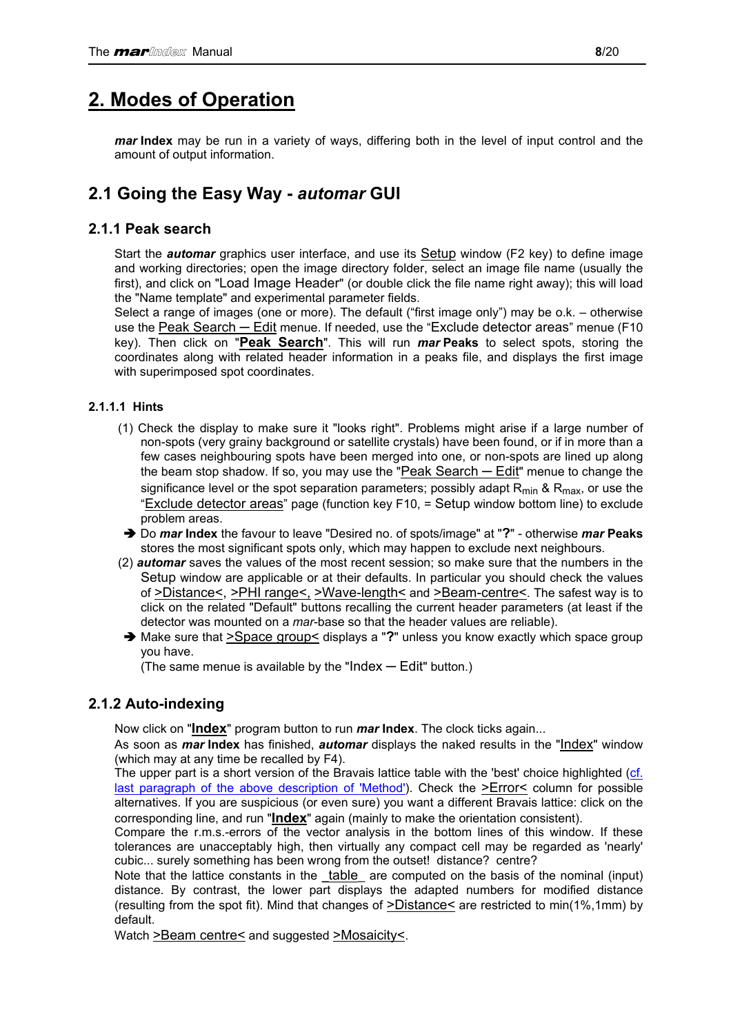# 2. Modes of Operation

***mar* Index** may be run in a variety of ways, differing both in the level of input control and the amount of output information.

## 2.1 Going the Easy Way - *automar* GUI

### 2.1.1 Peak search

Start the ***automar*** graphics user interface, and use its Setup window (F2 key) to define image and working directories; open the image directory folder, select an image file name (usually the first), and click on "Load Image Header" (or double click the file name right away); this will load the "Name template" and experimental parameter fields.
Select a range of images (one or more). The default ("first image only") may be o.k. – otherwise use the Peak Search ─ Edit menue. If needed, use the "Exclude detector areas" menue (F10 key). Then click on "**Peak Search**". This will run ***mar* Peaks** to select spots, storing the coordinates along with related header information in a peaks file, and displays the first image with superimposed spot coordinates.

#### 2.1.1.1 Hints

(1) Check the display to make sure it "looks right". Problems might arise if a large number of non-spots (very grainy background or satellite crystals) have been found, or if in more than a few cases neighbouring spots have been merged into one, or non-spots are lined up along the beam stop shadow. If so, you may use the "Peak Search ─ Edit" menue to change the significance level or the spot separation parameters; possibly adapt $R_{min}$ & $R_{max}$, or use the "Exclude detector areas" page (function key F10, = Setup window bottom line) to exclude problem areas.

➔ Do ***mar* Index** the favour to leave "Desired no. of spots/image" at "**?**" - otherwise ***mar* Peaks** stores the most significant spots only, which may happen to exclude next neighbours.

(2) ***automar*** saves the values of the most recent session; so make sure that the numbers in the Setup window are applicable or at their defaults. In particular you should check the values of >Distance<, >PHI range<, >Wave-length< and >Beam-centre<. The safest way is to click on the related "Default" buttons recalling the current header parameters (at least if the detector was mounted on a *mar*-base so that the header values are reliable).

➔ Make sure that >Space group< displays a "**?**" unless you know exactly which space group you have.
(The same menue is available by the "Index ─ Edit" button.)

### 2.1.2 Auto-indexing

Now click on "**Index**" program button to run ***mar* Index**. The clock ticks again...
As soon as ***mar* Index** has finished, ***automar*** displays the naked results in the "Index" window (which may at any time be recalled by F4).
The upper part is a short version of the Bravais lattice table with the 'best' choice highlighted (cf. last paragraph of the above description of 'Method'). Check the >Error< column for possible alternatives. If you are suspicious (or even sure) you want a different Bravais lattice: click on the corresponding line, and run "**Index**" again (mainly to make the orientation consistent).
Compare the r.m.s.-errors of the vector analysis in the bottom lines of this window. If these tolerances are unacceptably high, then virtually any compact cell may be regarded as 'nearly' cubic... surely something has been wrong from the outset! distance? centre?
Note that the lattice constants in the table are computed on the basis of the nominal (input) distance. By contrast, the lower part displays the adapted numbers for modified distance (resulting from the spot fit). Mind that changes of >Distance< are restricted to min(1%,1mm) by default.
Watch >Beam centre< and suggested >Mosaicity<.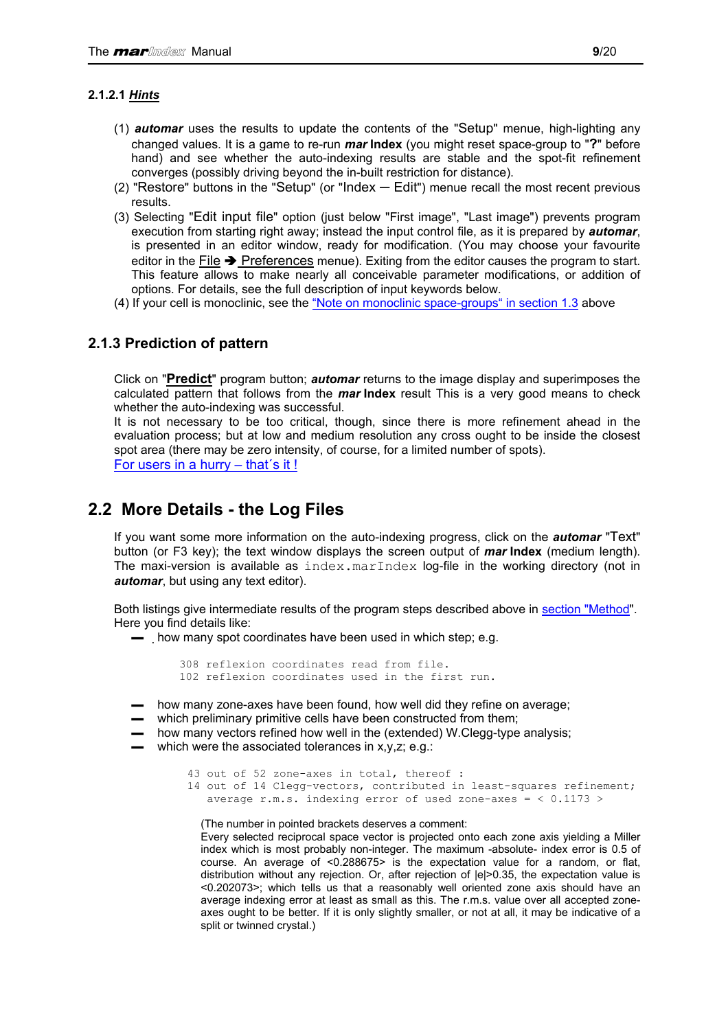#### 2.1.2.1 *Hints*

(1) ***automar*** uses the results to update the contents of the "Setup" menue, high-lighting any changed values. It is a game to re-run ***mar*** **Index** (you might reset space-group to "**?**" before hand) and see whether the auto-indexing results are stable and the spot-fit refinement converges (possibly driving beyond the in-built restriction for distance).

(2) "Restore" buttons in the "Setup" (or "Index – Edit") menue recall the most recent previous results.

(3) Selecting "Edit input file" option (just below "First image", "Last image") prevents program execution from starting right away; instead the input control file, as it is prepared by ***automar***, is presented in an editor window, ready for modification. (You may choose your favourite editor in the File ➔ Preferences menue). Exiting from the editor causes the program to start. This feature allows to make nearly all conceivable parameter modifications, or addition of options. For details, see the full description of input keywords below.

(4) If your cell is monoclinic, see the "Note on monoclinic space-groups" in section 1.3 above

### 2.1.3 Prediction of pattern

Click on "**Predict**" program button; ***automar*** returns to the image display and superimposes the calculated pattern that follows from the ***mar*** **Index** result This is a very good means to check whether the auto-indexing was successful.
It is not necessary to be too critical, though, since there is more refinement ahead in the evaluation process; but at low and medium resolution any cross ought to be inside the closest spot area (there may be zero intensity, of course, for a limited number of spots).
For users in a hurry – that´s it !

## 2.2 More Details - the Log Files

If you want some more information on the auto-indexing progress, click on the ***automar*** "Text" button (or F3 key); the text window displays the screen output of ***mar*** **Index** (medium length). The maxi-version is available as `index.marIndex` log-file in the working directory (not in ***automar***, but using any text editor).

Both listings give intermediate results of the program steps described above in section "Method". Here you find details like:

- how many spot coordinates have been used in which step; e.g.

```
308 reflexion coordinates read from file.
102 reflexion coordinates used in the first run.
```

- how many zone-axes have been found, how well did they refine on average;
- which preliminary primitive cells have been constructed from them;
- how many vectors refined how well in the (extended) W.Clegg-type analysis;
- which were the associated tolerances in x,y,z; e.g.:

```
43 out of 52 zone-axes in total, thereof :
14 out of 14 Clegg-vectors, contributed in least-squares refinement;
   average r.m.s. indexing error of used zone-axes = < 0.1173 >
```

(The number in pointed brackets deserves a comment:
Every selected reciprocal space vector is projected onto each zone axis yielding a Miller index which is most probably non-integer. The maximum -absolute- index error is 0.5 of course. An average of <0.288675> is the expectation value for a random, or flat, distribution without any rejection. Or, after rejection of |e|>0.35, the expectation value is <0.202073>; which tells us that a reasonably well oriented zone axis should have an average indexing error at least as small as this. The r.m.s. value over all accepted zone-axes ought to be better. If it is only slightly smaller, or not at all, it may be indicative of a split or twinned crystal.)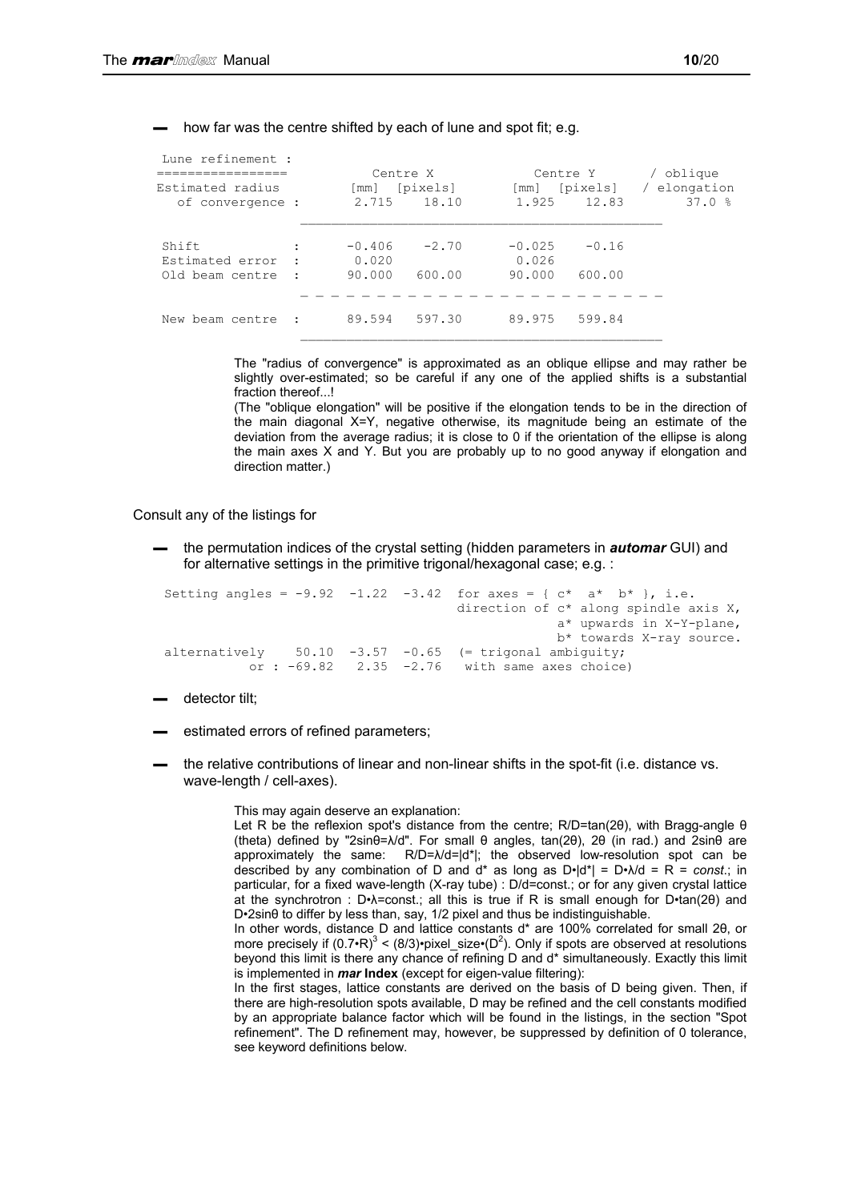- how far was the centre shifted by each of lune and spot fit; e.g.

```
 Lune refinement :
 =================          Centre X              Centre Y        / oblique
 Estimated radius         [mm]  [pixels]       [mm]  [pixels]    / elongation
   of convergence :       2.715    18.10       1.925    12.83          37.0 %
                     ______________________________________________
 
  Shift            :     -0.406    -2.70      -0.025    -0.16
  Estimated error  :      0.020                0.026
  Old beam centre  :     90.000   600.00      90.000   600.00
 
                     _ _ _ _ _ _ _ _ _ _ _ _ _ _ _ _ _ _ _ _ _ _ _ _
 
  New beam centre  :     89.594   597.30      89.975   599.84
                     ______________________________________________
```

The "radius of convergence" is approximated as an oblique ellipse and may rather be slightly over-estimated; so be careful if any one of the applied shifts is a substantial fraction thereof...!

(The "oblique elongation" will be positive if the elongation tends to be in the direction of the main diagonal X=Y, negative otherwise, its magnitude being an estimate of the deviation from the average radius; it is close to 0 if the orientation of the ellipse is along the main axes X and Y. But you are probably up to no good anyway if elongation and direction matter.)

Consult any of the listings for

- the permutation indices of the crystal setting (hidden parameters in ***automar*** GUI) and for alternative settings in the primitive trigonal/hexagonal case; e.g. :

```
 Setting angles = -9.92  -1.22  -3.42  for axes = { c*  a*  b* }, i.e.
                                       direction of c* along spindle axis X,
                                                     a* upwards in X-Y-plane,
                                                     b* towards X-ray source.
 alternatively    50.10  -3.57  -0.65  (= trigonal ambiguity;
             or : -69.82   2.35  -2.76   with same axes choice)
```

- detector tilt;
- estimated errors of refined parameters;
- the relative contributions of linear and non-linear shifts in the spot-fit (i.e. distance vs. wave-length / cell-axes).

This may again deserve an explanation:

Let R be the reflexion spot's distance from the centre; $R/D=\tan(2\theta)$, with Bragg-angle θ (theta) defined by "$2\sin\theta=\lambda/d$". For small θ angles, $\tan(2\theta)$, $2\theta$ (in rad.) and $2\sin\theta$ are approximately the same: $R/D=\lambda/d=|d^*|$; the observed low-resolution spot can be described by any combination of D and d* as long as $D\cdot|d^*| = D\cdot\lambda/d = R =$ *const*.; in particular, for a fixed wave-length (X-ray tube) : D/d=const.; or for any given crystal lattice at the synchrotron : $D\cdot\lambda$=const.; all this is true if R is small enough for $D\cdot\tan(2\theta)$ and $D\cdot 2\sin\theta$ to differ by less than, say, 1/2 pixel and thus be indistinguishable.

In other words, distance D and lattice constants d* are 100% correlated for small 2θ, or more precisely if $(0.7\cdot R)^3 < (8/3)\cdot\text{pixel\_size}\cdot(D^2)$. Only if spots are observed at resolutions beyond this limit is there any chance of refining D and d* simultaneously. Exactly this limit is implemented in ***mar*** **Index** (except for eigen-value filtering):

In the first stages, lattice constants are derived on the basis of D being given. Then, if there are high-resolution spots available, D may be refined and the cell constants modified by an appropriate balance factor which will be found in the listings, in the section "Spot refinement". The D refinement may, however, be suppressed by definition of 0 tolerance, see keyword definitions below.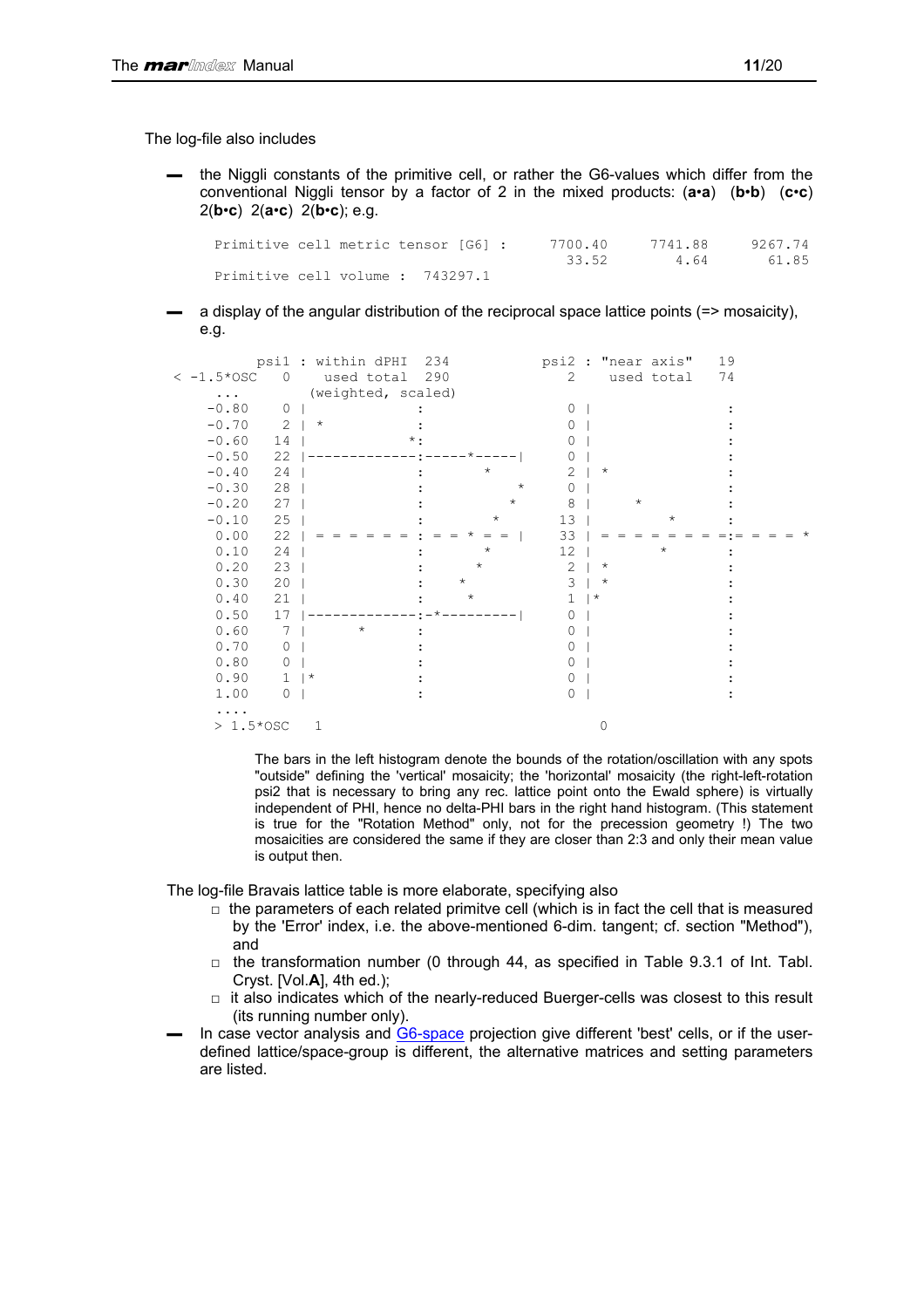The log-file also includes

- the Niggli constants of the primitive cell, or rather the G6-values which differ from the conventional Niggli tensor by a factor of 2 in the mixed products: (**a•a**) (**b•b**) (**c•c**) 2(**b•c**) 2(**a•c**) 2(**b•c**); e.g.

```
Primitive cell metric tensor [G6] :     7700.40      7741.88      9267.74
                                          33.52         4.64        61.85
Primitive cell volume :  743297.1
```

- a display of the angular distribution of the reciprocal space lattice points (=> mosaicity), e.g.

```
         psi1 : within dPHI  234           psi2 : "near axis"   19
 < -1.5*OSC    0    used total  290            2    used total   74
   ...            (weighted, scaled)
   -0.80     0 |             :                 0 |               :
   -0.70     2 | *           :                 0 |               :
   -0.60    14 |            *:                 0 |               :
   -0.50    22 |-------------:-----*-----|     0 |               :
   -0.40    24 |             :       *         2 | *             :
   -0.30    28 |             :           *     0 |               :
   -0.20    27 |             :          *      8 |     *         :
   -0.10    25 |             :        *       13 |         *     :
    0.00    22 | = = = = = = : = = * = = |    33 | = = = = = = = =:= = = = *
    0.10    24 |             :       *        12 |        *      :
    0.20    23 |             :      *          2 | *             :
    0.30    20 |             :   *             3 | *             :
    0.40    21 |             :    *            1 |*              :
    0.50    17 |-------------:-*---------|     0 |               :
    0.60     7 |      *      :                 0 |               :
    0.70     0 |             :                 0 |               :
    0.80     0 |             :                 0 |               :
    0.90     1 |*            :                 0 |               :
    1.00     0 |             :                 0 |               :
   ....
    > 1.5*OSC   1                                 0
```

The bars in the left histogram denote the bounds of the rotation/oscillation with any spots "outside" defining the 'vertical' mosaicity; the 'horizontal' mosaicity (the right-left-rotation psi2 that is necessary to bring any rec. lattice point onto the Ewald sphere) is virtually independent of PHI, hence no delta-PHI bars in the right hand histogram. (This statement is true for the "Rotation Method" only, not for the precession geometry !) The two mosaicities are considered the same if they are closer than 2:3 and only their mean value is output then.

The log-file Bravais lattice table is more elaborate, specifying also

- the parameters of each related primitve cell (which is in fact the cell that is measured by the 'Error' index, i.e. the above-mentioned 6-dim. tangent; cf. section "Method"), and
- the transformation number (0 through 44, as specified in Table 9.3.1 of Int. Tabl. Cryst. [Vol.**A**], 4th ed.);
- it also indicates which of the nearly-reduced Buerger-cells was closest to this result (its running number only).

- In case vector analysis and G6-space projection give different 'best' cells, or if the user-defined lattice/space-group is different, the alternative matrices and setting parameters are listed.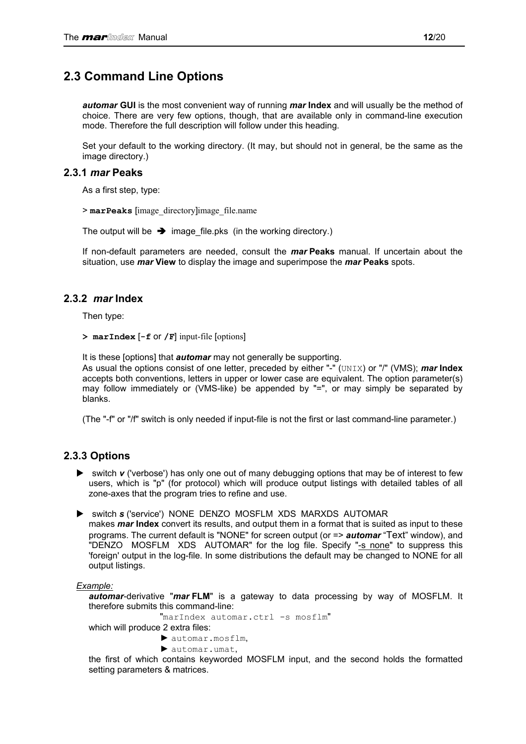## 2.3 Command Line Options

***automar* GUI** is the most convenient way of running ***mar* Index** and will usually be the method of choice. There are very few options, though, that are available only in command-line execution mode. Therefore the full description will follow under this heading.

Set your default to the working directory. (It may, but should not in general, be the same as the image directory.)

### 2.3.1 *mar* Peaks

As a first step, type:

> **marPeaks** [image_directory]image_file.name

The output will be ➔ image_file.pks (in the working directory.)

If non-default parameters are needed, consult the ***mar* Peaks** manual. If uncertain about the situation, use ***mar* View** to display the image and superimpose the ***mar* Peaks** spots.

### 2.3.2 *mar* Index

Then type:

**> marIndex** [**-f** or **/F**] input-file [options]

It is these [options] that ***automar*** may not generally be supporting.
As usual the options consist of one letter, preceded by either "-" (UNIX) or "/" (VMS); ***mar* Index** accepts both conventions, letters in upper or lower case are equivalent. The option parameter(s) may follow immediately or (VMS-like) be appended by "=", or may simply be separated by blanks.

(The "-f" or "/f" switch is only needed if input-file is not the first or last command-line parameter.)

### 2.3.3 Options

- switch ***v*** ('verbose') has only one out of many debugging options that may be of interest to few users, which is "p" (for protocol) which will produce output listings with detailed tables of all zone-axes that the program tries to refine and use.

- switch ***s*** ('service') NONE DENZO MOSFLM XDS MARXDS AUTOMAR
  makes ***mar* Index** convert its results, and output them in a format that is suited as input to these programs. The current default is "NONE" for screen output (or => ***automar*** "Text" window), and "DENZO MOSFLM XDS AUTOMAR" for the log file. Specify "-s none" to suppress this 'foreign' output in the log-file. In some distributions the default may be changed to NONE for all output listings.

*Example:*

***automar***-derivative "***mar* FLM**" is a gateway to data processing by way of MOSFLM. It therefore submits this command-line:

"marIndex automar.ctrl -s mosflm"

which will produce 2 extra files:

- automar.mosflm,
- automar.umat,

the first of which contains keyworded MOSFLM input, and the second holds the formatted setting parameters & matrices.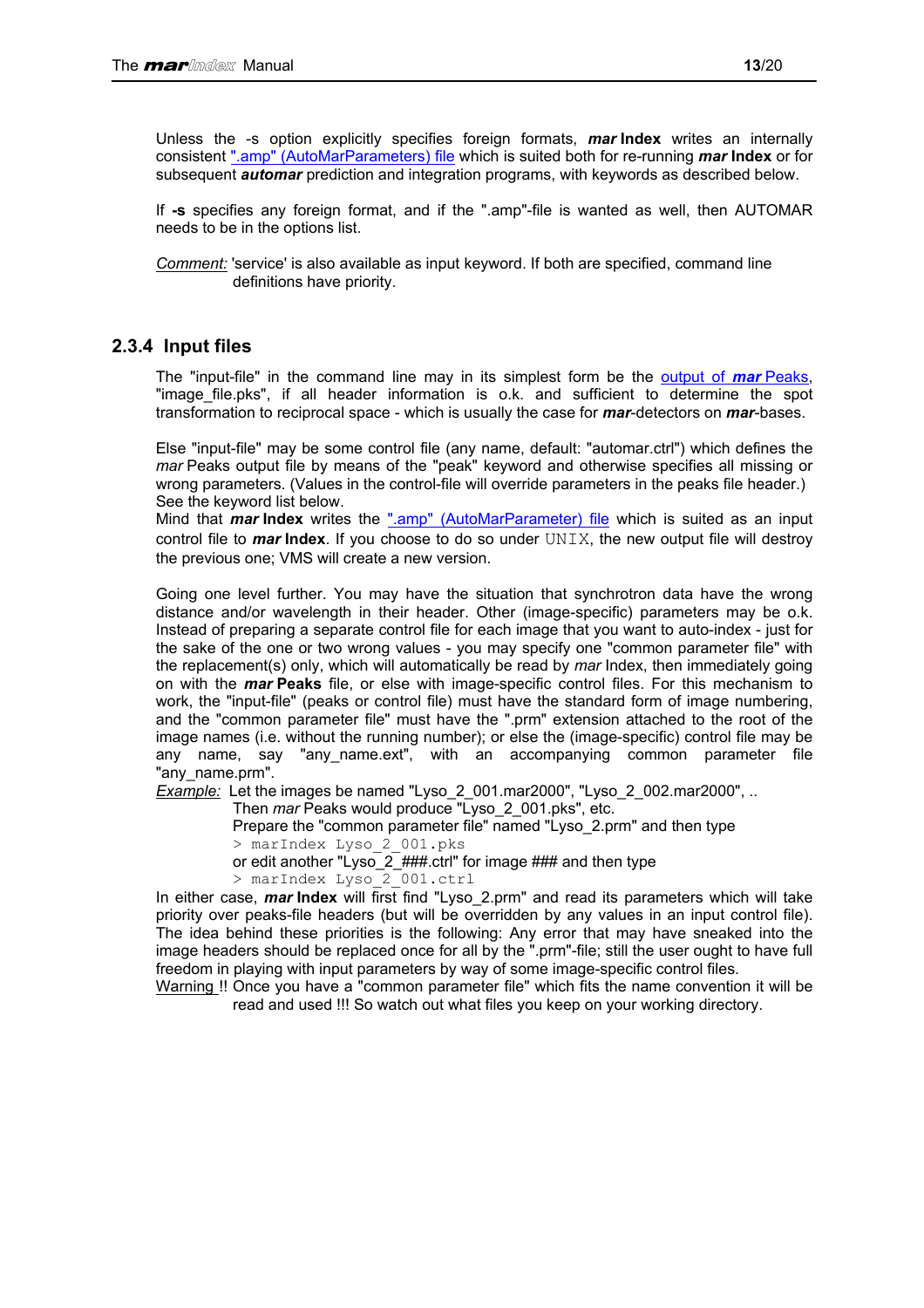Unless the -s option explicitly specifies foreign formats, ***mar*** **Index** writes an internally consistent [".amp" (AutoMarParameters) file]() which is suited both for re-running ***mar*** **Index** or for subsequent ***automar*** prediction and integration programs, with keywords as described below.

If **-s** specifies any foreign format, and if the ".amp"-file is wanted as well, then AUTOMAR needs to be in the options list.

*Comment:* 'service' is also available as input keyword. If both are specified, command line definitions have priority.

### 2.3.4 Input files

The "input-file" in the command line may in its simplest form be the [output of ***mar*** Peaks](), "image_file.pks", if all header information is o.k. and sufficient to determine the spot transformation to reciprocal space - which is usually the case for ***mar***-detectors on ***mar***-bases.

Else "input-file" may be some control file (any name, default: "automar.ctrl") which defines the *mar* Peaks output file by means of the "peak" keyword and otherwise specifies all missing or wrong parameters. (Values in the control-file will override parameters in the peaks file header.) See the keyword list below.
Mind that ***mar*** **Index** writes the [".amp" (AutoMarParameter) file]() which is suited as an input control file to ***mar*** **Index**. If you choose to do so under `UNIX`, the new output file will destroy the previous one; VMS will create a new version.

Going one level further. You may have the situation that synchrotron data have the wrong distance and/or wavelength in their header. Other (image-specific) parameters may be o.k. Instead of preparing a separate control file for each image that you want to auto-index - just for the sake of the one or two wrong values - you may specify one "common parameter file" with the replacement(s) only, which will automatically be read by *mar* Index, then immediately going on with the ***mar*** **Peaks** file, or else with image-specific control files. For this mechanism to work, the "input-file" (peaks or control file) must have the standard form of image numbering, and the "common parameter file" must have the ".prm" extension attached to the root of the image names (i.e. without the running number); or else the (image-specific) control file may be any name, say "any_name.ext", with an accompanying common parameter file "any_name.prm".

*Example:* Let the images be named "Lyso_2_001.mar2000", "Lyso_2_002.mar2000", ..
Then *mar* Peaks would produce "Lyso_2_001.pks", etc.
Prepare the "common parameter file" named "Lyso_2.prm" and then type
```
> marIndex Lyso_2_001.pks
```
or edit another "Lyso_2_###.ctrl" for image ### and then type
```
> marIndex Lyso_2_001.ctrl
```

In either case, ***mar*** **Index** will first find "Lyso_2.prm" and read its parameters which will take priority over peaks-file headers (but will be overridden by any values in an input control file). The idea behind these priorities is the following: Any error that may have sneaked into the image headers should be replaced once for all by the ".prm"-file; still the user ought to have full freedom in playing with input parameters by way of some image-specific control files.

<u>Warning</u> !! Once you have a "common parameter file" which fits the name convention it will be read and used !!! So watch out what files you keep on your working directory.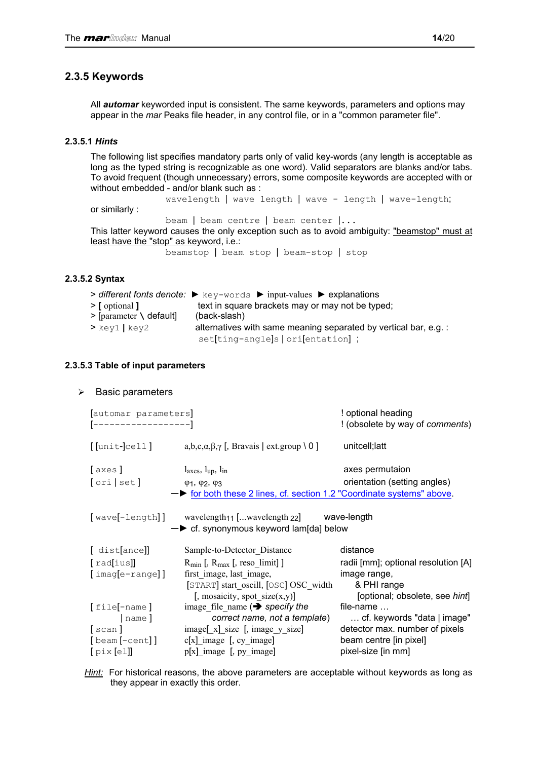## 2.3.5 Keywords

All ***automar*** keyworded input is consistent. The same keywords, parameters and options may appear in the *mar* Peaks file header, in any control file, or in a "common parameter file".

### 2.3.5.1 *Hints*

The following list specifies mandatory parts only of valid key-words (any length is acceptable as long as the typed string is recognizable as one word). Valid separators are blanks and/or tabs. To avoid frequent (though unnecessary) errors, some composite keywords are accepted with or without embedded - and/or blank such as :

`wavelength | wave length | wave - length | wave-length;`

or similarly :

`beam | beam centre | beam center |...`

This latter keyword causes the only exception such as to avoid ambiguity: "beamstop" must at least have the "stop" as keyword, i.e.:

`beamstop | beam stop | beam-stop | stop`

### 2.3.5.2 Syntax

> *different fonts denote:* ► `key-words` ► input-values ► explanations
> **[** optional **]** text in square brackets may or may not be typed;
> [parameter \ default] (back-slash)
> `key1` **|** `key2` alternatives with same meaning separated by vertical bar, e.g. :
`set[ting-angle]s | ori[entation]` ;

### 2.3.5.3 Table of input parameters

➢ Basic parameters

| | | |
|---|---|---|
| `[automar parameters]` `[------------------]` | | ! optional heading ! (obsolete by way of *comments*) |
| `[[unit-]cell ]` | a,b,c,α,β,γ [, Bravais \| ext.group \ 0 ] | unitcell;latt |
| `[ axes ]` | $l_{axes}$, $l_{up}$, $l_{in}$ | axes permutaion |
| `[ ori \| set ]` | $φ_1$, $φ_2$, $φ_3$ | orientation (setting angles) |
| | —► for both these 2 lines, cf. section 1.2 "Coordinate systems" above. | |
| `[ wave[-length] ]` | wavelength$_{11}$ [...wavelength $_{22}$] | wave-length |
| | —► cf. synonymous keyword lam[da] below | |
| `[ dist[ance]]` | Sample-to-Detector_Distance | distance |
| `[ rad[ius]]` | $R_{min}$ [, $R_{max}$ [, reso_limit] ] | radii [mm]; optional resolution [A] |
| `[ imag[e-range] ]` | first_image, last_image, [START] start_oscill, [OSC] OSC_width [, mosaicity, spot_size(x,y)] | image range, & PHI range [optional; obsolete, see *hint*] |
| `[ file[-name ]` `\| name ]` | image_file_name (➔ *specify the correct name, not a template*) | file-name … … cf. keywords "data \| image" |
| `[ scan ]` | image[_x]_size [, image_y_size] | detector max. number of pixels |
| `[ beam [-cent] ]` | c[x]_image [, cy_image] | beam centre [in pixel] |
| `[ pix [el]]` | p[x]_image [, py_image] | pixel-size [in mm] |

*Hint:* For historical reasons, the above parameters are acceptable without keywords as long as they appear in exactly this order.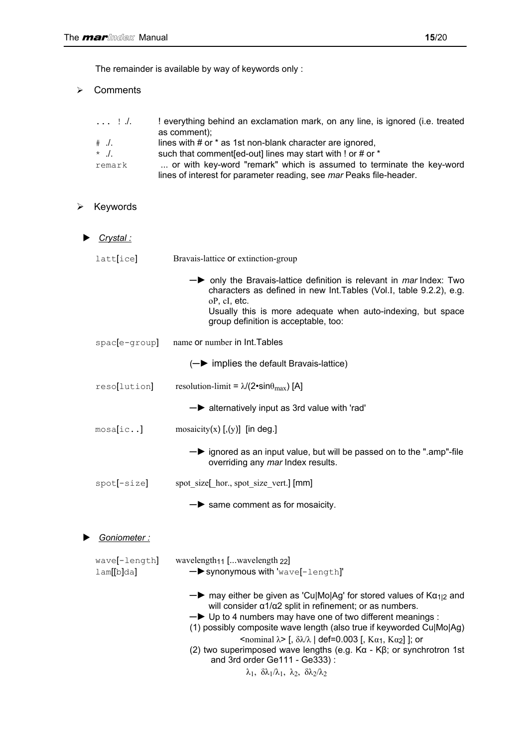The remainder is available by way of keywords only :

- Comments

| | |
|---|---|
| `... ! ./.` | ! everything behind an exclamation mark, on any line, is ignored (i.e. treated as comment); |
| `# ./.` | lines with # or * as 1st non-blank character are ignored, |
| `* ./.` | such that comment[ed-out] lines may start with ! or # or * |
| `remark` | ... or with key-word "remark" which is assumed to terminate the key-word lines of interest for parameter reading, see *mar* Peaks file-header. |

- Keywords

► *Crystal :*

`latt[ice]` Bravais-lattice or extinction-group

—► only the Bravais-lattice definition is relevant in *mar* Index: Two characters as defined in new Int.Tables (Vol.I, table 9.2.2), e.g. oP, cI, etc.
Usually this is more adequate when auto-indexing, but space group definition is acceptable, too:

`spac[e-group]` name or number in Int.Tables

(—► implies the default Bravais-lattice)

`reso[lution]` resolution-limit = $\lambda/(2 \bullet \sin\theta_{max})$ [A]

—► alternatively input as 3rd value with 'rad'

`mosa[ic..]` mosaicity(x) [,(y)] [in deg.]

—► ignored as an input value, but will be passed on to the ".amp"-file overriding any *mar* Index results.

`spot[-size]` spot_size[_hor., spot_size_vert.] [mm]

—► same comment as for mosaicity.

► *Goniometer :*

`wave[-length]` wavelength$_{11}$ [...wavelength $_{22}$]
`lam[[b]da]` —► synonymous with '`wave[-length]`'

—► may either be given as 'Cu|Mo|Ag' for stored values of $K\alpha_{1|2}$ and will consider α1/α2 split in refinement; or as numbers.
—► Up to 4 numbers may have one of two different meanings :
(1) possibly composite wave length (also true if keyworded Cu|Mo|Ag)
<nominal λ> [, $\delta\lambda/\lambda$ | def=0.003 [, $K\alpha_1$, $K\alpha_2$] ]; or
(2) two superimposed wave lengths (e.g. Kα - Kβ; or synchrotron 1st and 3rd order Ge111 - Ge333) :
$\lambda_1$, $\delta\lambda_1/\lambda_1$, $\lambda_2$, $\delta\lambda_2/\lambda_2$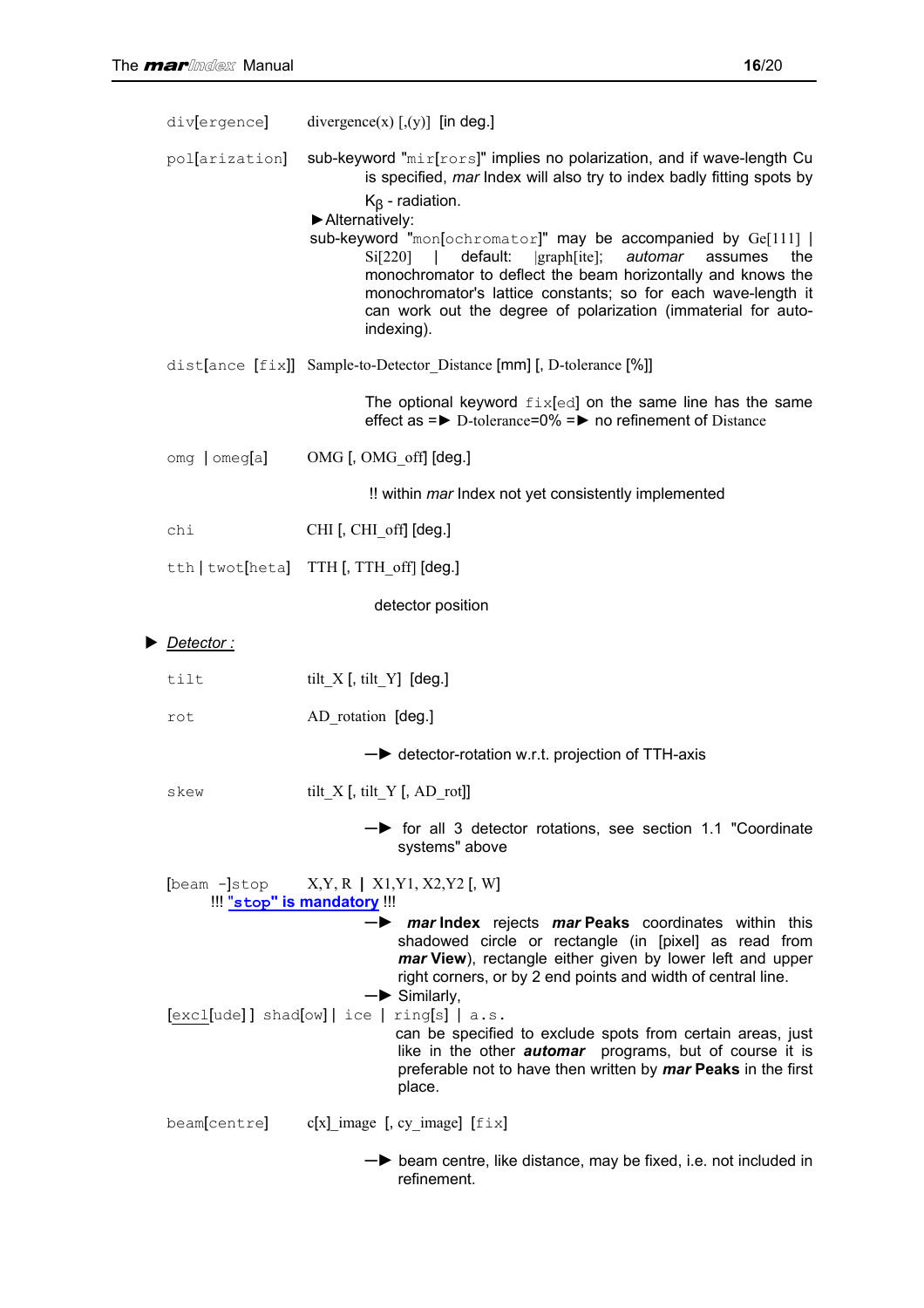| | |
|---|---|
| `div[ergence]` | divergence(x) [,(y)] [in deg.] |
| `pol[arization]` | sub-keyword "`mir[rors]`" implies no polarization, and if wave-length Cu is specified, *mar* Index will also try to index badly fitting spots by $K_\beta$ - radiation.<br>►Alternatively:<br>sub-keyword "`mon[ochromator]`" may be accompanied by Ge[111] \| Si[220] \| default: \|graph[ite]; *automar* assumes the monochromator to deflect the beam horizontally and knows the monochromator's lattice constants; so for each wave-length it can work out the degree of polarization (immaterial for auto-indexing). |
| `dist[ance [fix]]` | Sample-to-Detector_Distance [mm] [, D-tolerance [%]]<br><br>The optional keyword `fix[ed]` on the same line has the same effect as =► D-tolerance=0% =► no refinement of Distance |
| `omg \| omeg[a]` | OMG [, OMG_off] [deg.]<br><br>!! within *mar* Index not yet consistently implemented |
| `chi` | CHI [, CHI_off] [deg.] |
| `tth \| twot[heta]` | TTH [, TTH_off] [deg.]<br><br>detector position |

► ***Detector :***

| | |
|---|---|
| `tilt` | tilt_X [, tilt_Y] [deg.] |
| `rot` | AD_rotation [deg.]<br><br>—► detector-rotation w.r.t. projection of TTH-axis |
| `skew` | tilt_X [, tilt_Y [, AD_rot]]<br><br>—► for all 3 detector rotations, see section 1.1 "Coordinate systems" above |
| `[beam -]stop`<br>!!! **"`stop`" is mandatory** !!! | X,Y, R \| X1,Y1, X2,Y2 [, W]<br>—► ***mar* Index** rejects ***mar* Peaks** coordinates within this shadowed circle or rectangle (in [pixel] as read from ***mar* View**), rectangle either given by lower left and upper right corners, or by 2 end points and width of central line.<br>—► Similarly, |
| `[excl[ude]] shad[ow] \| ice \| ring[s] \| a.s.` | can be specified to exclude spots from certain areas, just like in the other ***automar*** programs, but of course it is preferable not to have then written by ***mar* Peaks** in the first place. |
| `beam[centre]` | c[x]_image [, cy_image] [`fix`]<br><br>—► beam centre, like distance, may be fixed, i.e. not included in refinement. |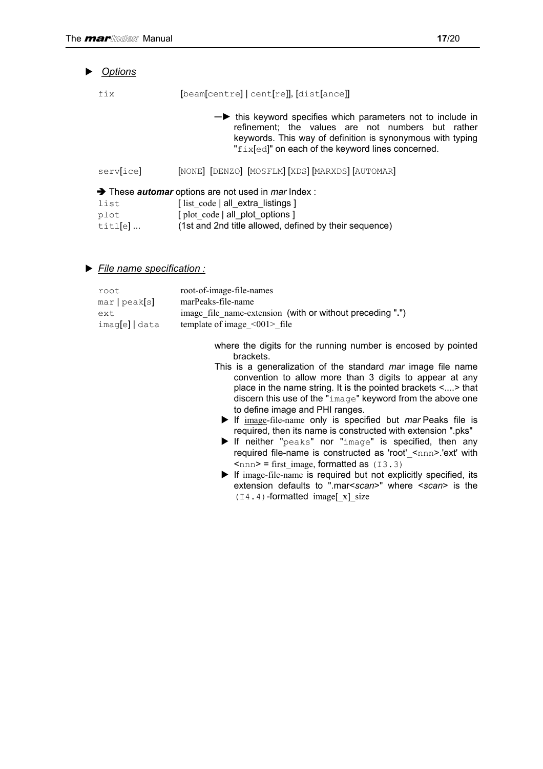► *Options*

| | |
|---|---|
| `fix` | [beam[centre] \| cent[re]], [dist[ance]] |
| | —► this keyword specifies which parameters not to include in refinement; the values are not numbers but rather keywords. This way of definition is synonymous with typing "`fix[ed]`" on each of the keyword lines concerned. |
| `serv[ice]` | [NONE] [DENZO] [MOSFLM] [XDS] [MARXDS] [AUTOMAR] |

➔ These ***automar*** options are not used in *mar* Index :

| | |
|---|---|
| `list` | [ list_code \| all_extra_listings ] |
| `plot` | [ plot_code \| all_plot_options ] |
| `titl[e] ...` | (1st and 2nd title allowed, defined by their sequence) |

► *File name specification :*

| | |
|---|---|
| `root` | root-of-image-file-names |
| `mar \| peak[s]` | marPeaks-file-name |
| `ext` | image_file_name-extension (with or without preceding ".") |
| `imag[e] \| data` | template of image_<001>_file |

where the digits for the running number is encosed by pointed brackets.

This is a generalization of the standard *mar* image file name convention to allow more than 3 digits to appear at any place in the name string. It is the pointed brackets <....> that discern this use of the "`image`" keyword from the above one to define image and PHI ranges.

- ► If image-file-name only is specified but *mar* Peaks file is required, then its name is constructed with extension ".pks"
- ► If neither "`peaks`" nor "`image`" is specified, then any required file-name is constructed as 'root'_<nnn>.'ext' with <nnn> = first_image, formatted as `(I3.3)`
- ► If image-file-name is required but not explicitly specified, its extension defaults to ".mar<*scan*>" where <*scan*> is the `(I4.4)`-formatted image[_x]_size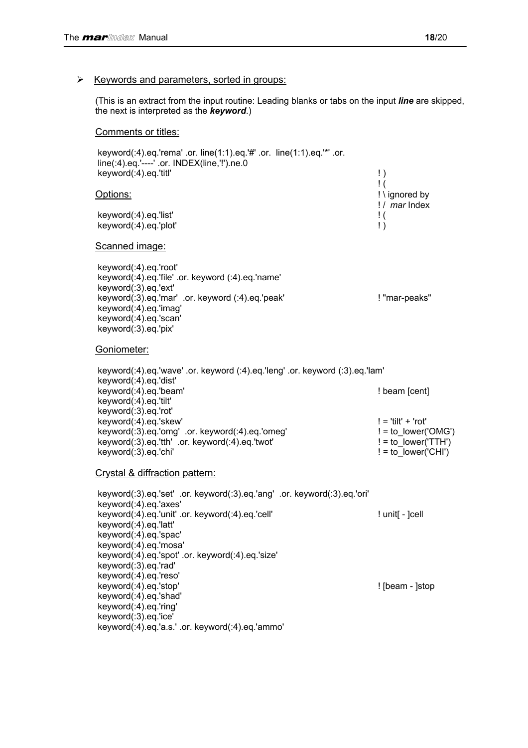- Keywords and parameters, sorted in groups:

(This is an extract from the input routine: Leading blanks or tabs on the input ***line*** are skipped, the next is interpreted as the ***keyword***.)

Comments or titles:

```
keyword(:4).eq.'rema' .or. line(1:1).eq.'#' .or.  line(1:1).eq.'*' .or.
line(:4).eq.'----' .or. INDEX(line,'!').ne.0
keyword(:4).eq.'titl'                                            ! )
                                                                 ! (
```

Options:                                                         ! \ ignored by
                                                                 ! /  *mar* Index

```
keyword(:4).eq.'list'                                            ! (
keyword(:4).eq.'plot'                                            ! )
```

Scanned image:

```
keyword(:4).eq.'root'
keyword(:4).eq.'file' .or. keyword (:4).eq.'name'
keyword(:3).eq.'ext'
keyword(:3).eq.'mar'  .or. keyword (:4).eq.'peak'                ! "mar-peaks"
keyword(:4).eq.'imag'
keyword(:4).eq.'scan'
keyword(:3).eq.'pix'
```

Goniometer:

```
keyword(:4).eq.'wave' .or. keyword (:4).eq.'leng' .or. keyword (:3).eq.'lam'
keyword(:4).eq.'dist'
keyword(:4).eq.'beam'                                            ! beam [cent]
keyword(:4).eq.'tilt'
keyword(:3).eq.'rot'
keyword(:4).eq.'skew'                                            ! = 'tilt' + 'rot'
keyword(:3).eq.'omg'  .or. keyword(:4).eq.'omeg'                 ! = to_lower('OMG')
keyword(:3).eq.'tth'  .or. keyword(:4).eq.'twot'                 ! = to_lower('TTH')
keyword(:3).eq.'chi'                                             ! = to_lower('CHI')
```

Crystal & diffraction pattern:

```
keyword(:3).eq.'set'  .or. keyword(:3).eq.'ang'  .or. keyword(:3).eq.'ori'
keyword(:4).eq.'axes'
keyword(:4).eq.'unit' .or. keyword(:4).eq.'cell'                 ! unit[ - ]cell
keyword(:4).eq.'latt'
keyword(:4).eq.'spac'
keyword(:4).eq.'mosa'
keyword(:4).eq.'spot' .or. keyword(:4).eq.'size'
keyword(:3).eq.'rad'
keyword(:4).eq.'reso'
keyword(:4).eq.'stop'                                            ! [beam - ]stop
keyword(:4).eq.'shad'
keyword(:4).eq.'ring'
keyword(:3).eq.'ice'
keyword(:4).eq.'a.s.' .or. keyword(:4).eq.'ammo'
```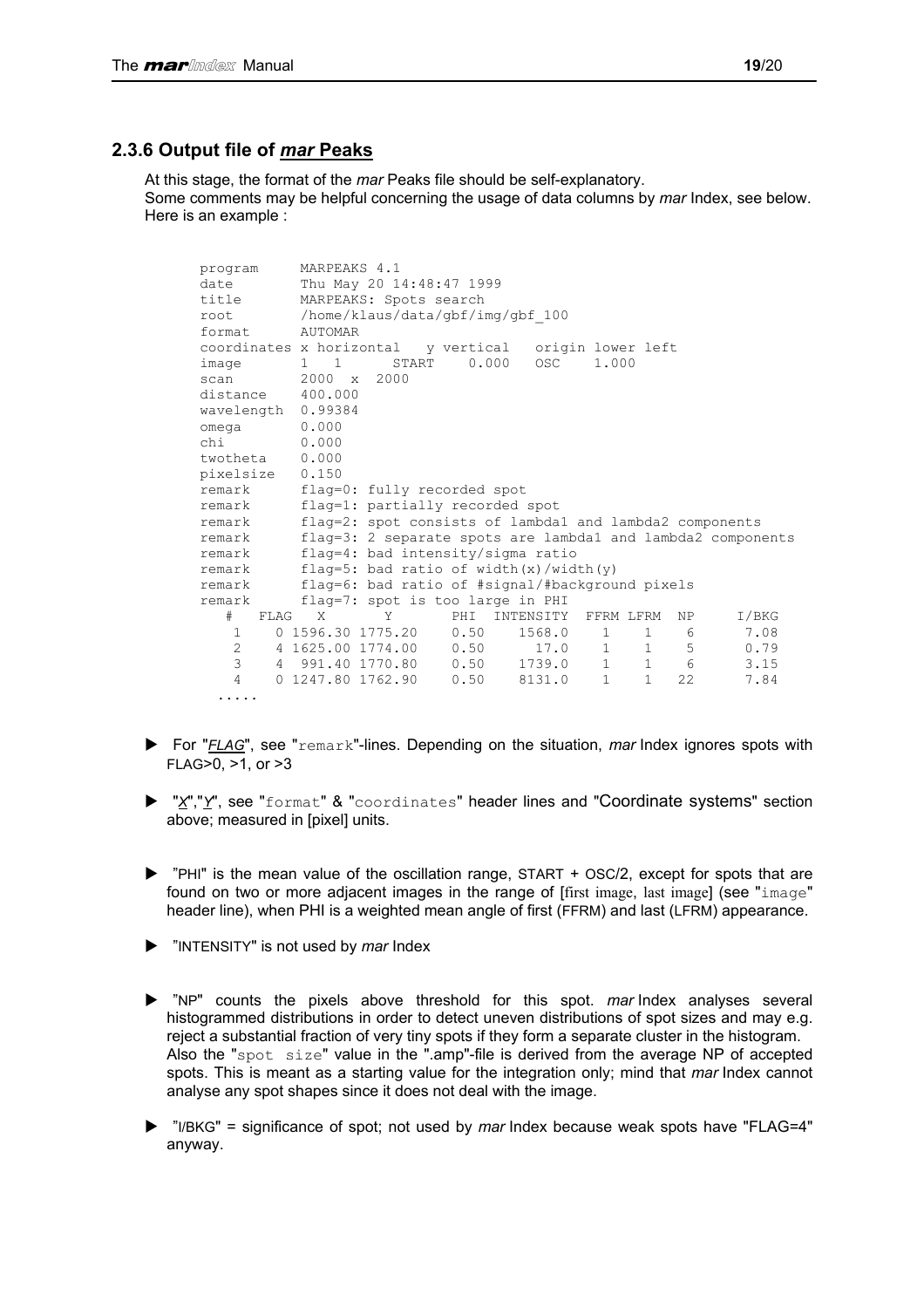### 2.3.6 Output file of *mar* Peaks

At this stage, the format of the *mar* Peaks file should be self-explanatory.
Some comments may be helpful concerning the usage of data columns by *mar* Index, see below.
Here is an example :

```
program     MARPEAKS 4.1
date        Thu May 20 14:48:47 1999
title       MARPEAKS: Spots search
root        /home/klaus/data/gbf/img/gbf_100
format      AUTOMAR
coordinates x horizontal   y vertical   origin lower left
image       1   1      START    0.000   OSC    1.000
scan        2000  x  2000
distance    400.000
wavelength  0.99384
omega       0.000
chi         0.000
twotheta    0.000
pixelsize   0.150
remark      flag=0: fully recorded spot
remark      flag=1: partially recorded spot
remark      flag=2: spot consists of lambda1 and lambda2 components
remark      flag=3: 2 separate spots are lambda1 and lambda2 components
remark      flag=4: bad intensity/sigma ratio
remark      flag=5: bad ratio of width(x)/width(y)
remark      flag=6: bad ratio of #signal/#background pixels
remark      flag=7: spot is too large in PHI
   #   FLAG   X       Y       PHI  INTENSITY  FFRM LFRM  NP     I/BKG
    1    0 1596.30 1775.20    0.50    1568.0    1    1    6      7.08
    2    4 1625.00 1774.00    0.50      17.0    1    1    5      0.79
    3    4  991.40 1770.80    0.50    1739.0    1    1    6      3.15
    4    0 1247.80 1762.90    0.50    8131.0    1    1   22      7.84
  .....
```

- For "*FLAG*", see "remark"-lines. Depending on the situation, *mar* Index ignores spots with FLAG>0, >1, or >3
- "*X*","*Y*", see "format" & "coordinates" header lines and "Coordinate systems" section above; measured in [pixel] units.
- "PHI" is the mean value of the oscillation range, START + OSC/2, except for spots that are found on two or more adjacent images in the range of [first image, last image] (see "image" header line), when PHI is a weighted mean angle of first (FFRM) and last (LFRM) appearance.
- "INTENSITY" is not used by *mar* Index
- "NP" counts the pixels above threshold for this spot. *mar* Index analyses several histogrammed distributions in order to detect uneven distributions of spot sizes and may e.g. reject a substantial fraction of very tiny spots if they form a separate cluster in the histogram. Also the "spot size" value in the ".amp"-file is derived from the average NP of accepted spots. This is meant as a starting value for the integration only; mind that *mar* Index cannot analyse any spot shapes since it does not deal with the image.
- "I/BKG" = significance of spot; not used by *mar* Index because weak spots have "FLAG=4" anyway.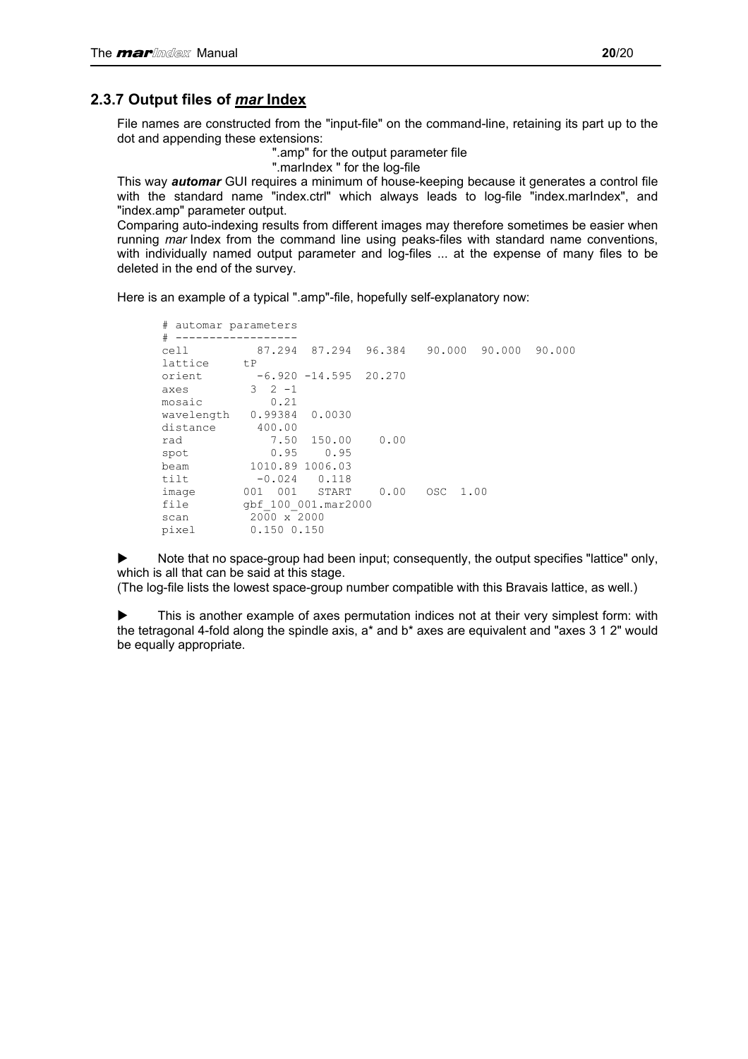### 2.3.7 Output files of *mar* Index

File names are constructed from the "input-file" on the command-line, retaining its part up to the dot and appending these extensions:

".amp" for the output parameter file

".marIndex " for the log-file

This way ***automar*** GUI requires a minimum of house-keeping because it generates a control file with the standard name "index.ctrl" which always leads to log-file "index.marIndex", and "index.amp" parameter output.

Comparing auto-indexing results from different images may therefore sometimes be easier when running *mar* Index from the command line using peaks-files with standard name conventions, with individually named output parameter and log-files ... at the expense of many files to be deleted in the end of the survey.

Here is an example of a typical ".amp"-file, hopefully self-explanatory now:

```
# automar parameters
# ------------------
cell          87.294  87.294  96.384   90.000  90.000  90.000
lattice     tP
orient        -6.920 -14.595  20.270
axes         3  2 -1
mosaic          0.21
wavelength   0.99384  0.0030
distance      400.00
rad             7.50  150.00    0.00
spot            0.95    0.95
beam         1010.89 1006.03
tilt          -0.024   0.118
image        001  001   START    0.00   OSC  1.00
file         gbf_100_001.mar2000
scan          2000 x 2000
pixel         0.150 0.150
```

▶ Note that no space-group had been input; consequently, the output specifies "lattice" only, which is all that can be said at this stage.
(The log-file lists the lowest space-group number compatible with this Bravais lattice, as well.)

▶ This is another example of axes permutation indices not at their very simplest form: with the tetragonal 4-fold along the spindle axis, a* and b* axes are equivalent and "axes 3 1 2" would be equally appropriate.